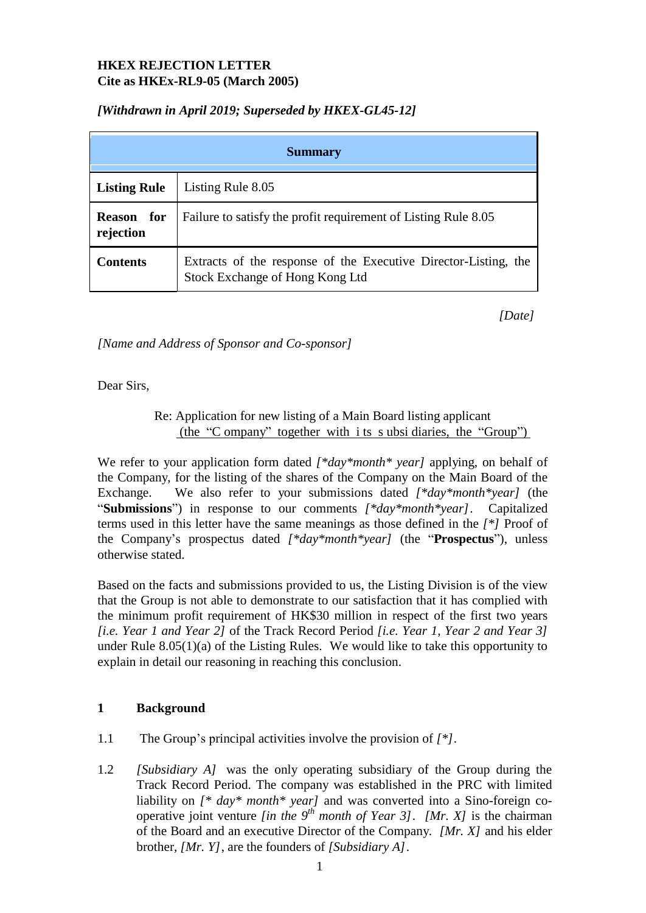**HKEX REJECTION LETTER**
**Cite as HKEx-RL9-05 (March 2005)**

***[Withdrawn in April 2019; Superseded by HKEX-GL45-12]***

| **Summary** | |
|---|---|
| **Listing Rule** | Listing Rule 8.05 |
| **Reason for rejection** | Failure to satisfy the profit requirement of Listing Rule 8.05 |
| **Contents** | Extracts of the response of the Executive Director-Listing, the Stock Exchange of Hong Kong Ltd |

*[Date]*

*[Name and Address of Sponsor and Co-sponsor]*

Dear Sirs,

Re: Application for new listing of a Main Board listing applicant
(the "Company" together with its subsidiaries, the "Group")

We refer to your application form dated *[\*day\*month\* year]* applying, on behalf of the Company, for the listing of the shares of the Company on the Main Board of the Exchange. We also refer to your submissions dated *[\*day\*month\*year]* (the "**Submissions**") in response to our comments *[\*day\*month\*year]*. Capitalized terms used in this letter have the same meanings as those defined in the *[\*]* Proof of the Company's prospectus dated *[\*day\*month\*year]* (the "**Prospectus**"), unless otherwise stated.

Based on the facts and submissions provided to us, the Listing Division is of the view that the Group is not able to demonstrate to our satisfaction that it has complied with the minimum profit requirement of HK$30 million in respect of the first two years *[i.e. Year 1 and Year 2]* of the Track Record Period *[i.e. Year 1, Year 2 and Year 3]* under Rule 8.05(1)(a) of the Listing Rules. We would like to take this opportunity to explain in detail our reasoning in reaching this conclusion.

## 1 Background

1.1 The Group's principal activities involve the provision of *[\*]*.

1.2 *[Subsidiary A]* was the only operating subsidiary of the Group during the Track Record Period. The company was established in the PRC with limited liability on *[\* day\* month\* year]* and was converted into a Sino-foreign co-operative joint venture *[in the 9th month of Year 3]*. *[Mr. X]* is the chairman of the Board and an executive Director of the Company. *[Mr. X]* and his elder brother, *[Mr. Y]*, are the founders of *[Subsidiary A]*.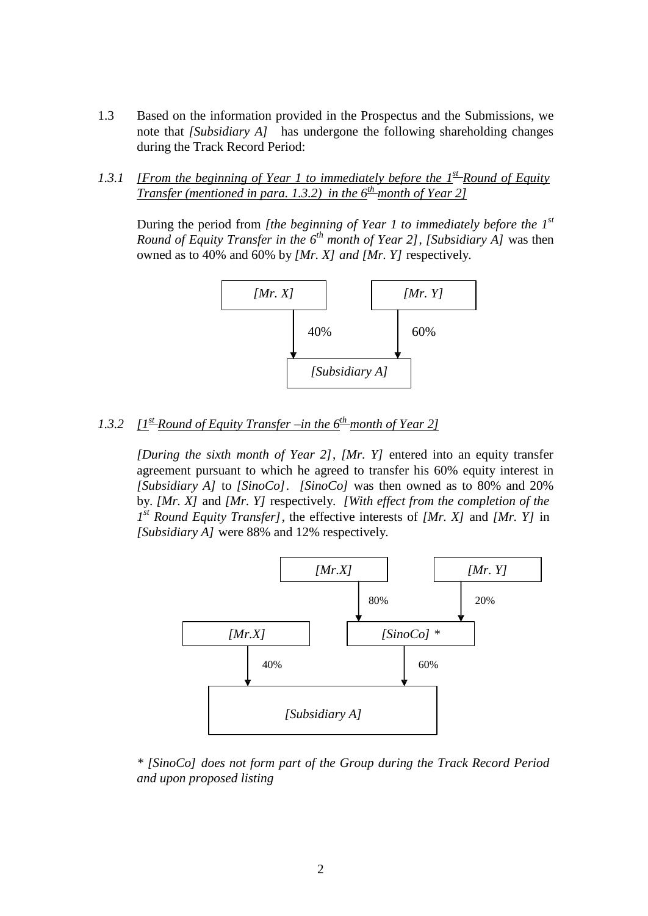1.3 Based on the information provided in the Prospectus and the Submissions, we note that *[Subsidiary A]* has undergone the following shareholding changes during the Track Record Period:

1.3.1 *<u>[From the beginning of Year 1 to immediately before the 1st Round of Equity Transfer (mentioned in para. 1.3.2) in the 6th month of Year 2]</u>*

During the period from *[the beginning of Year 1 to immediately before the 1st Round of Equity Transfer in the 6th month of Year 2]*, *[Subsidiary A]* was then owned as to 40% and 60% by *[Mr. X] and [Mr. Y]* respectively.

*[Mr. X]* —40%→ *[Subsidiary A]*
*[Mr. Y]* —60%→ *[Subsidiary A]*

1.3.2 *<u>[1st Round of Equity Transfer –in the 6th month of Year 2]</u>*

*[During the sixth month of Year 2]*, *[Mr. Y]* entered into an equity transfer agreement pursuant to which he agreed to transfer his 60% equity interest in *[Subsidiary A]* to *[SinoCo]*. *[SinoCo]* was then owned as to 80% and 20% by. *[Mr. X]* and *[Mr. Y]* respectively. *[With effect from the completion of the 1st Round Equity Transfer]*, the effective interests of *[Mr. X]* and *[Mr. Y]* in *[Subsidiary A]* were 88% and 12% respectively.

*[Mr.X]* —80%→ *[SinoCo]* *
*[Mr. Y]* —20%→ *[SinoCo]* *
*[Mr.X]* —40%→ *[Subsidiary A]*
*[SinoCo]* * —60%→ *[Subsidiary A]*

* *[SinoCo] does not form part of the Group during the Track Record Period and upon proposed listing*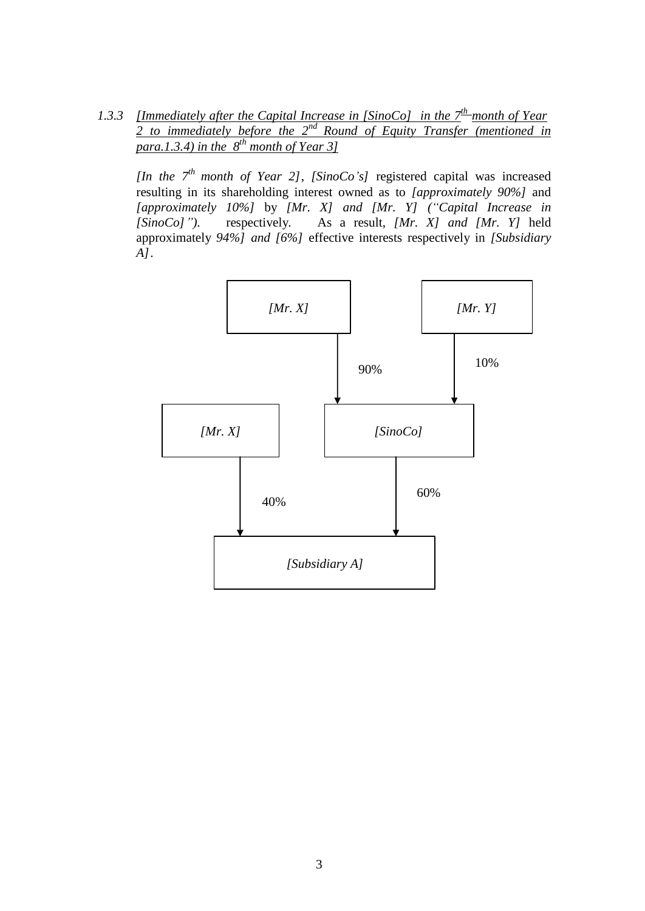1.3.3 *[Immediately after the Capital Increase in [SinoCo] in the 7th month of Year 2 to immediately before the 2nd Round of Equity Transfer (mentioned in para.1.3.4) in the 8th month of Year 3]*

*[In the 7th month of Year 2]*, *[SinoCo's]* registered capital was increased resulting in its shareholding interest owned as to *[approximately 90%]* and *[approximately 10%]* by *[Mr. X] and [Mr. Y] ("Capital Increase in [SinoCo]")*. respectively. As a result, *[Mr. X] and [Mr. Y]* held approximately *94%] and [6%]* effective interests respectively in *[Subsidiary A]*.

*[Mr. X]* — 90% → *[SinoCo]*

*[Mr. Y]* — 10% → *[SinoCo]*

*[Mr. X]* — 40% → *[Subsidiary A]*

*[SinoCo]* — 60% → *[Subsidiary A]*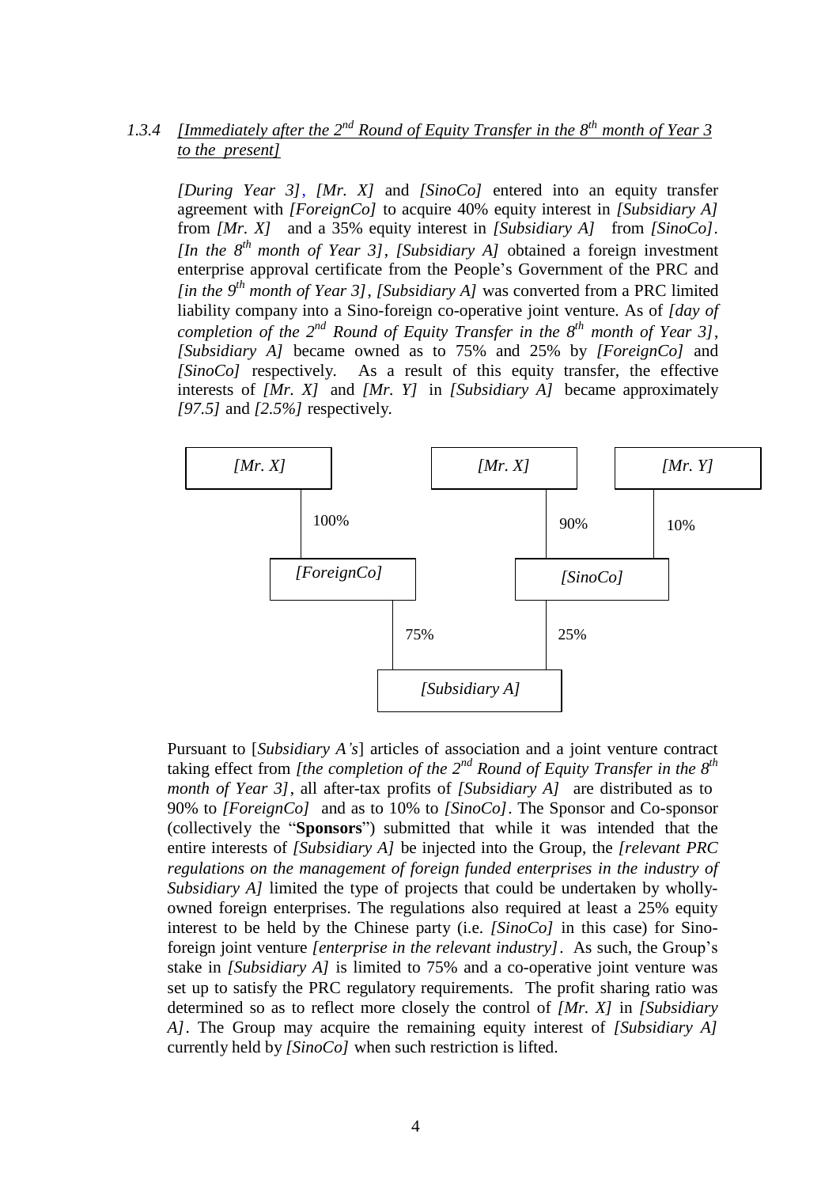### 1.3.4 *[Immediately after the 2nd Round of Equity Transfer in the 8th month of Year 3 to the present]*

*[During Year 3]*, *[Mr. X]* and *[SinoCo]* entered into an equity transfer agreement with *[ForeignCo]* to acquire 40% equity interest in *[Subsidiary A]* from *[Mr. X]* and a 35% equity interest in *[Subsidiary A]* from *[SinoCo]*. *[In the 8th month of Year 3]*, *[Subsidiary A]* obtained a foreign investment enterprise approval certificate from the People's Government of the PRC and *[in the 9th month of Year 3]*, *[Subsidiary A]* was converted from a PRC limited liability company into a Sino-foreign co-operative joint venture. As of *[day of completion of the 2nd Round of Equity Transfer in the 8th month of Year 3]*, *[Subsidiary A]* became owned as to 75% and 25% by *[ForeignCo]* and *[SinoCo]* respectively. As a result of this equity transfer, the effective interests of *[Mr. X]* and *[Mr. Y]* in *[Subsidiary A]* became approximately *[97.5]* and *[2.5%]* respectively.

```
[Mr. X]                    [Mr. X]          [Mr. Y]
   |  100%                    | 90%            | 10%
[ForeignCo]                    [SinoCo]
        | 75%                  | 25%
              [Subsidiary A]
```

Pursuant to [*Subsidiary A's*] articles of association and a joint venture contract taking effect from *[the completion of the 2nd Round of Equity Transfer in the 8th month of Year 3]*, all after-tax profits of *[Subsidiary A]* are distributed as to 90% to *[ForeignCo]* and as to 10% to *[SinoCo]*. The Sponsor and Co-sponsor (collectively the "**Sponsors**") submitted that while it was intended that the entire interests of *[Subsidiary A]* be injected into the Group, the *[relevant PRC regulations on the management of foreign funded enterprises in the industry of Subsidiary A]* limited the type of projects that could be undertaken by wholly-owned foreign enterprises. The regulations also required at least a 25% equity interest to be held by the Chinese party (i.e. *[SinoCo]* in this case) for Sino-foreign joint venture *[enterprise in the relevant industry]*. As such, the Group's stake in *[Subsidiary A]* is limited to 75% and a co-operative joint venture was set up to satisfy the PRC regulatory requirements. The profit sharing ratio was determined so as to reflect more closely the control of *[Mr. X]* in *[Subsidiary A]*. The Group may acquire the remaining equity interest of *[Subsidiary A]* currently held by *[SinoCo]* when such restriction is lifted.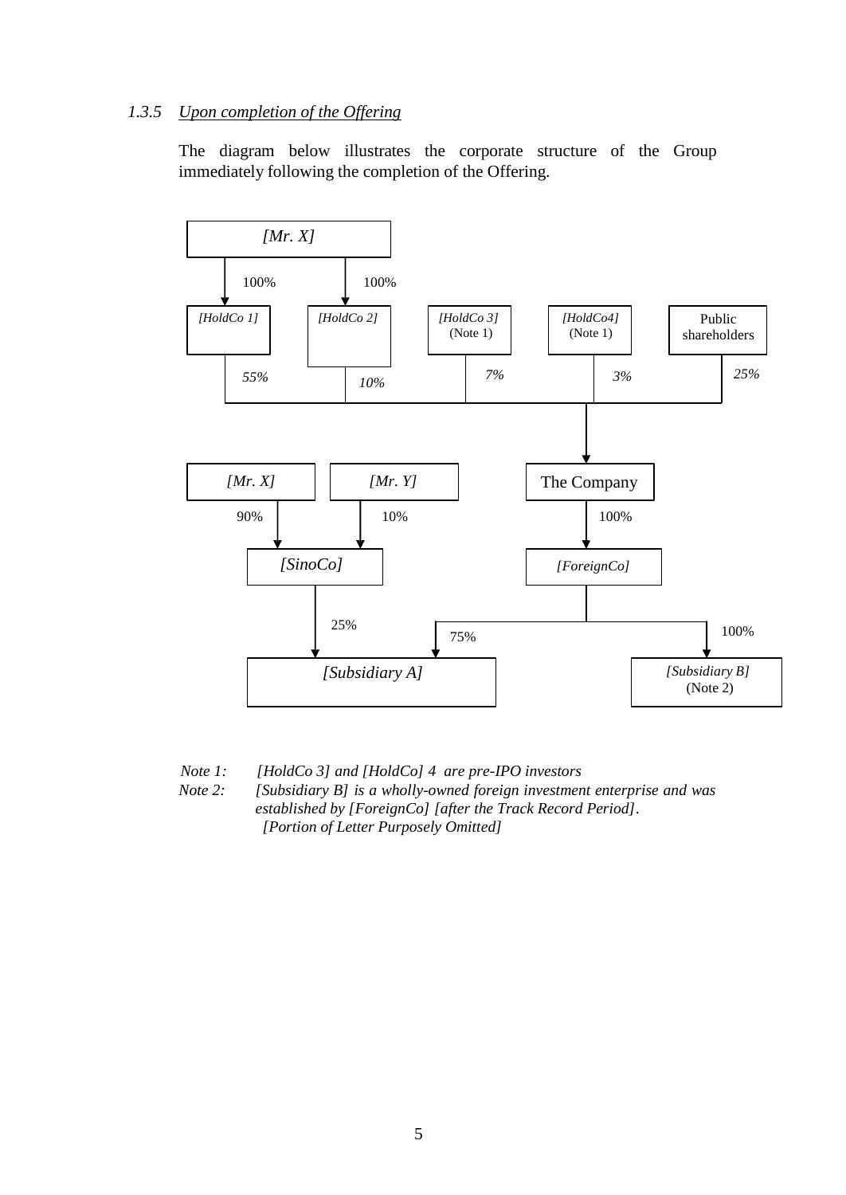### 1.3.5 *Upon completion of the Offering*

The diagram below illustrates the corporate structure of the Group immediately following the completion of the Offering.

*[Mr. X]*

- 100% → *[HoldCo 1]*
- 100% → *[HoldCo 2]*

*[HoldCo 1]* (*55%*), *[HoldCo 2]* (*10%*), *[HoldCo 3]* (Note 1) (*7%*), *[HoldCo4]* (Note 1) (*3%*), Public shareholders (*25%*) → The Company

*[Mr. X]* 90%, *[Mr. Y]* 10% → *[SinoCo]*

The Company 100% → *[ForeignCo]*

*[SinoCo]* 25%, *[ForeignCo]* 75% → *[Subsidiary A]*

*[ForeignCo]* 100% → *[Subsidiary B]* (Note 2)

*Note 1: [HoldCo 3] and [HoldCo] 4 are pre-IPO investors*

*Note 2: [Subsidiary B] is a wholly-owned foreign investment enterprise and was established by [ForeignCo] [after the Track Record Period].*

*[Portion of Letter Purposely Omitted]*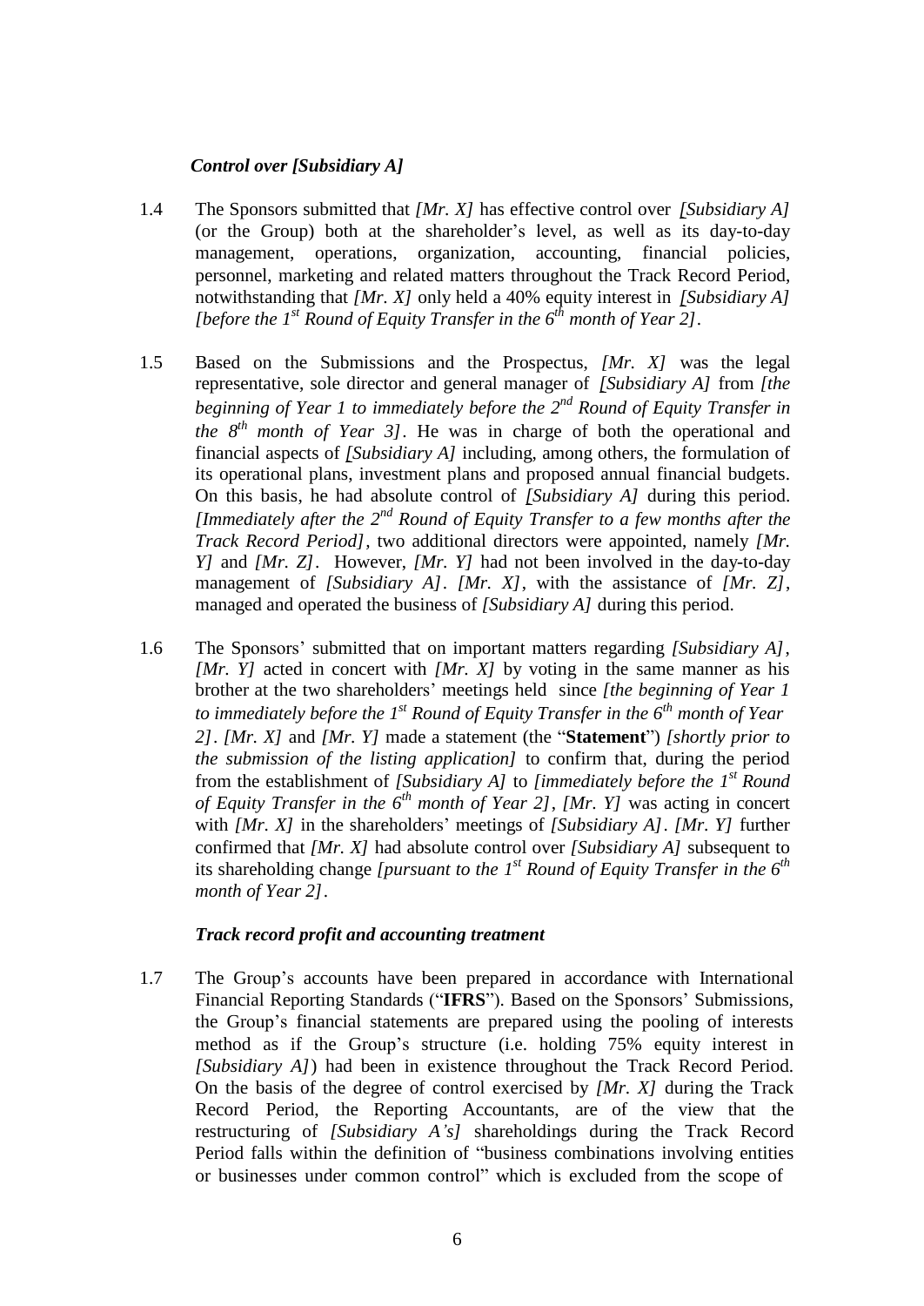### *Control over [Subsidiary A]*

1.4 The Sponsors submitted that *[Mr. X]* has effective control over *[Subsidiary A]* (or the Group) both at the shareholder's level, as well as its day-to-day management, operations, organization, accounting, financial policies, personnel, marketing and related matters throughout the Track Record Period, notwithstanding that *[Mr. X]* only held a 40% equity interest in *[Subsidiary A] [before the 1st Round of Equity Transfer in the 6th month of Year 2]*.

1.5 Based on the Submissions and the Prospectus, *[Mr. X]* was the legal representative, sole director and general manager of *[Subsidiary A]* from *[the beginning of Year 1 to immediately before the 2nd Round of Equity Transfer in the 8th month of Year 3]*. He was in charge of both the operational and financial aspects of *[Subsidiary A]* including, among others, the formulation of its operational plans, investment plans and proposed annual financial budgets. On this basis, he had absolute control of *[Subsidiary A]* during this period. *[Immediately after the 2nd Round of Equity Transfer to a few months after the Track Record Period]*, two additional directors were appointed, namely *[Mr. Y]* and *[Mr. Z]*. However, *[Mr. Y]* had not been involved in the day-to-day management of *[Subsidiary A]*. *[Mr. X]*, with the assistance of *[Mr. Z]*, managed and operated the business of *[Subsidiary A]* during this period.

1.6 The Sponsors' submitted that on important matters regarding *[Subsidiary A]*, *[Mr. Y]* acted in concert with *[Mr. X]* by voting in the same manner as his brother at the two shareholders' meetings held since *[the beginning of Year 1 to immediately before the 1st Round of Equity Transfer in the 6th month of Year 2]*. *[Mr. X]* and *[Mr. Y]* made a statement (the "**Statement**") *[shortly prior to the submission of the listing application]* to confirm that, during the period from the establishment of *[Subsidiary A]* to *[immediately before the 1st Round of Equity Transfer in the 6th month of Year 2]*, *[Mr. Y]* was acting in concert with *[Mr. X]* in the shareholders' meetings of *[Subsidiary A]*. *[Mr. Y]* further confirmed that *[Mr. X]* had absolute control over *[Subsidiary A]* subsequent to its shareholding change *[pursuant to the 1st Round of Equity Transfer in the 6th month of Year 2]*.

### *Track record profit and accounting treatment*

1.7 The Group's accounts have been prepared in accordance with International Financial Reporting Standards ("**IFRS**"). Based on the Sponsors' Submissions, the Group's financial statements are prepared using the pooling of interests method as if the Group's structure (i.e. holding 75% equity interest in *[Subsidiary A]*) had been in existence throughout the Track Record Period. On the basis of the degree of control exercised by *[Mr. X]* during the Track Record Period, the Reporting Accountants, are of the view that the restructuring of *[Subsidiary A's]* shareholdings during the Track Record Period falls within the definition of "business combinations involving entities or businesses under common control" which is excluded from the scope of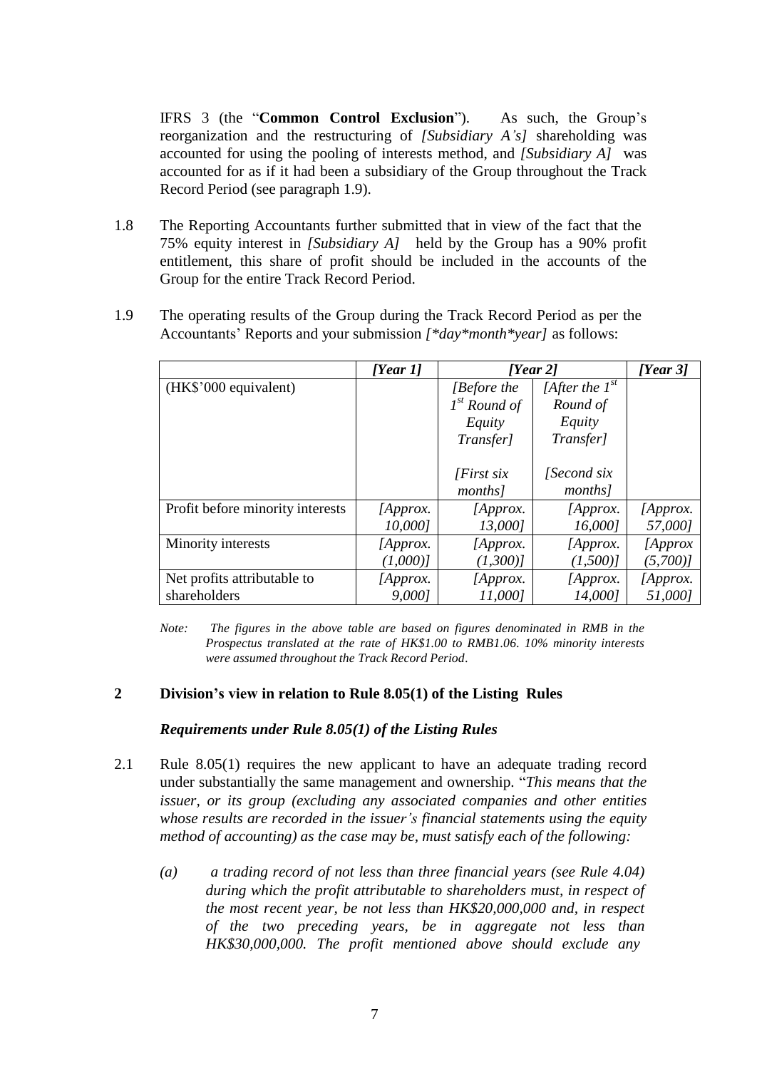IFRS 3 (the "**Common Control Exclusion**"). As such, the Group's reorganization and the restructuring of *[Subsidiary A's]* shareholding was accounted for using the pooling of interests method, and *[Subsidiary A]* was accounted for as if it had been a subsidiary of the Group throughout the Track Record Period (see paragraph 1.9).

1.8 The Reporting Accountants further submitted that in view of the fact that the 75% equity interest in *[Subsidiary A]* held by the Group has a 90% profit entitlement, this share of profit should be included in the accounts of the Group for the entire Track Record Period.

1.9 The operating results of the Group during the Track Record Period as per the Accountants' Reports and your submission *[*day*month*year]* as follows:

| | *[Year 1]* | *[Year 2]* | | *[Year 3]* |
|---|---|---|---|---|
| (HK$'000 equivalent) | | *[Before the 1st Round of Equity Transfer]* *[First six months]* | *[After the 1st Round of Equity Transfer]* *[Second six months]* | |
| Profit before minority interests | *[Approx. 10,000]* | *[Approx. 13,000]* | *[Approx. 16,000]* | *[Approx. 57,000]* |
| Minority interests | *[Approx. (1,000)]* | *[Approx. (1,300)]* | *[Approx. (1,500)]* | *[Approx (5,700)]* |
| Net profits attributable to shareholders | *[Approx. 9,000]* | *[Approx. 11,000]* | *[Approx. 14,000]* | *[Approx. 51,000]* |

*Note: The figures in the above table are based on figures denominated in RMB in the Prospectus translated at the rate of HK$1.00 to RMB1.06. 10% minority interests were assumed throughout the Track Record Period.*

## 2 Division's view in relation to Rule 8.05(1) of the Listing Rules

### *Requirements under Rule 8.05(1) of the Listing Rules*

2.1 Rule 8.05(1) requires the new applicant to have an adequate trading record under substantially the same management and ownership. "*This means that the issuer, or its group (excluding any associated companies and other entities whose results are recorded in the issuer's financial statements using the equity method of accounting) as the case may be, must satisfy each of the following:*

*(a) a trading record of not less than three financial years (see Rule 4.04) during which the profit attributable to shareholders must, in respect of the most recent year, be not less than HK$20,000,000 and, in respect of the two preceding years, be in aggregate not less than HK$30,000,000. The profit mentioned above should exclude any*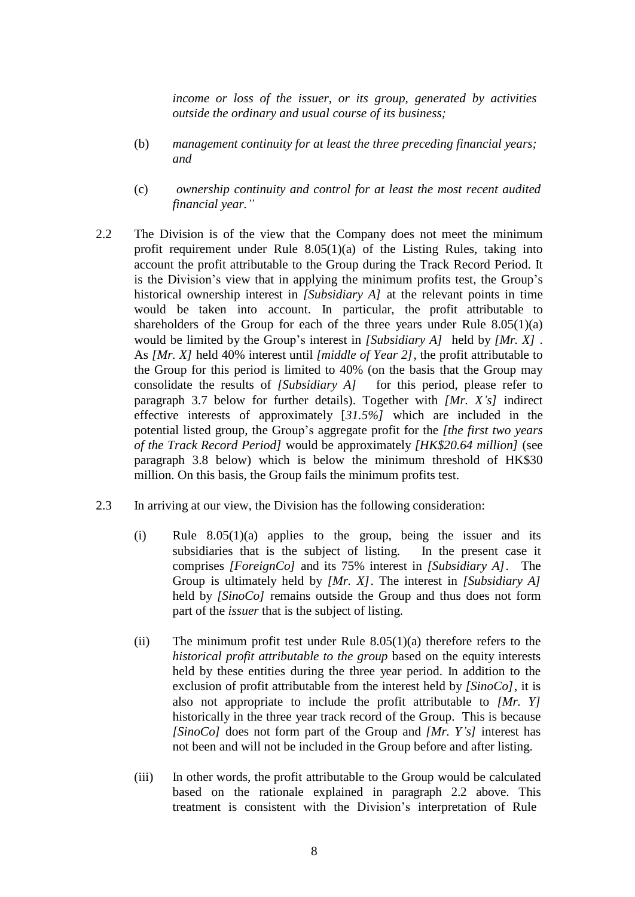*income or loss of the issuer, or its group, generated by activities outside the ordinary and usual course of its business;*

(b) *management continuity for at least the three preceding financial years; and*

(c) *ownership continuity and control for at least the most recent audited financial year."*

2.2 The Division is of the view that the Company does not meet the minimum profit requirement under Rule 8.05(1)(a) of the Listing Rules, taking into account the profit attributable to the Group during the Track Record Period. It is the Division's view that in applying the minimum profits test, the Group's historical ownership interest in *[Subsidiary A]* at the relevant points in time would be taken into account. In particular, the profit attributable to shareholders of the Group for each of the three years under Rule 8.05(1)(a) would be limited by the Group's interest in *[Subsidiary A]* held by *[Mr. X]*. As *[Mr. X]* held 40% interest until *[middle of Year 2]*, the profit attributable to the Group for this period is limited to 40% (on the basis that the Group may consolidate the results of *[Subsidiary A]* for this period, please refer to paragraph 3.7 below for further details). Together with *[Mr. X's]* indirect effective interests of approximately [*31.5%]* which are included in the potential listed group, the Group's aggregate profit for the *[the first two years of the Track Record Period]* would be approximately *[HK$20.64 million]* (see paragraph 3.8 below) which is below the minimum threshold of HK$30 million. On this basis, the Group fails the minimum profits test.

2.3 In arriving at our view, the Division has the following consideration:

(i) Rule 8.05(1)(a) applies to the group, being the issuer and its subsidiaries that is the subject of listing. In the present case it comprises *[ForeignCo]* and its 75% interest in *[Subsidiary A]*. The Group is ultimately held by *[Mr. X]*. The interest in *[Subsidiary A]* held by *[SinoCo]* remains outside the Group and thus does not form part of the *issuer* that is the subject of listing.

(ii) The minimum profit test under Rule 8.05(1)(a) therefore refers to the *historical profit attributable to the group* based on the equity interests held by these entities during the three year period. In addition to the exclusion of profit attributable from the interest held by *[SinoCo]*, it is also not appropriate to include the profit attributable to *[Mr. Y]* historically in the three year track record of the Group. This is because *[SinoCo]* does not form part of the Group and *[Mr. Y's]* interest has not been and will not be included in the Group before and after listing.

(iii) In other words, the profit attributable to the Group would be calculated based on the rationale explained in paragraph 2.2 above. This treatment is consistent with the Division's interpretation of Rule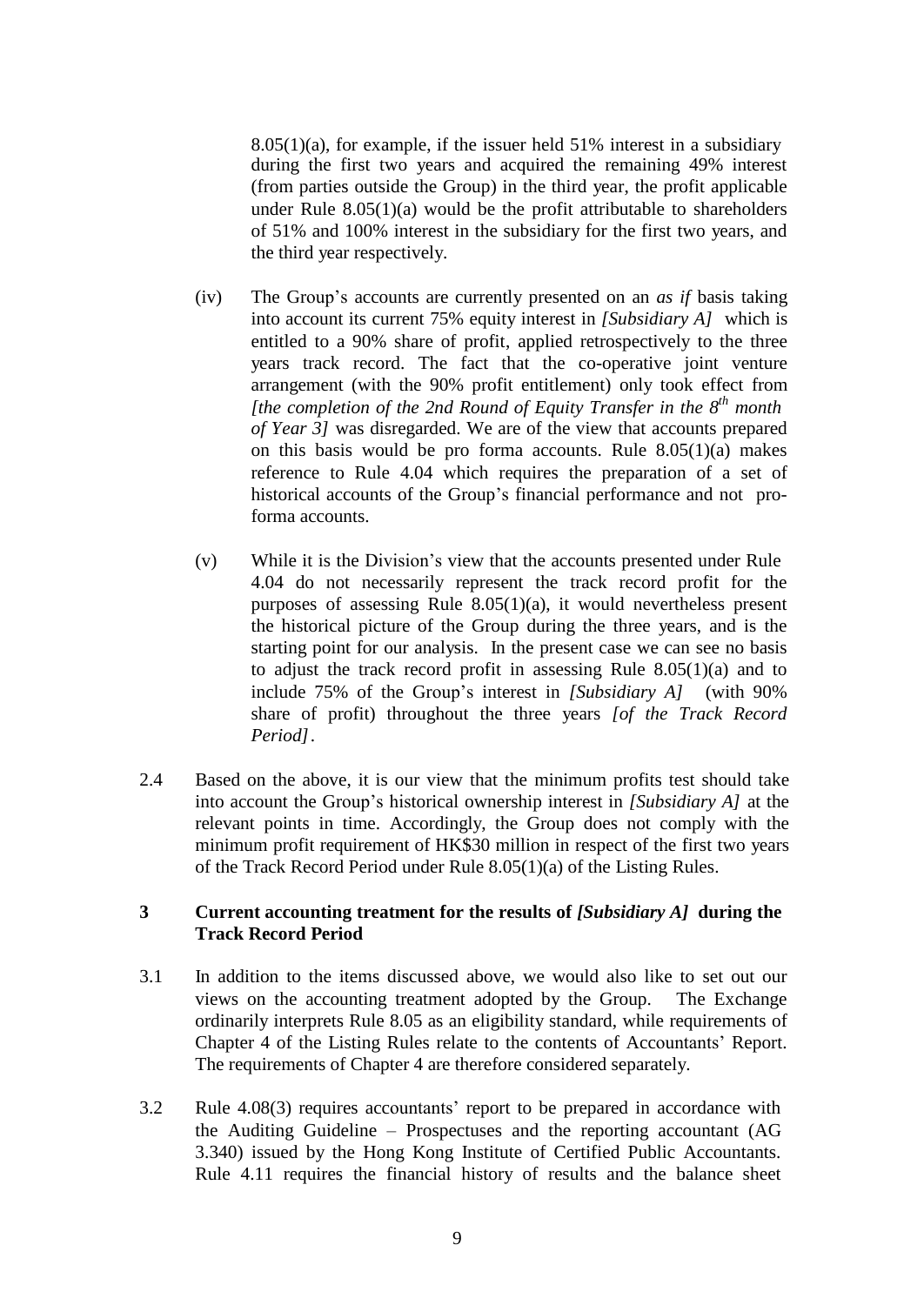8.05(1)(a), for example, if the issuer held 51% interest in a subsidiary during the first two years and acquired the remaining 49% interest (from parties outside the Group) in the third year, the profit applicable under Rule 8.05(1)(a) would be the profit attributable to shareholders of 51% and 100% interest in the subsidiary for the first two years, and the third year respectively.

(iv) The Group's accounts are currently presented on an *as if* basis taking into account its current 75% equity interest in *[Subsidiary A]* which is entitled to a 90% share of profit, applied retrospectively to the three years track record. The fact that the co-operative joint venture arrangement (with the 90% profit entitlement) only took effect from *[the completion of the 2nd Round of Equity Transfer in the 8th month of Year 3]* was disregarded. We are of the view that accounts prepared on this basis would be pro forma accounts. Rule 8.05(1)(a) makes reference to Rule 4.04 which requires the preparation of a set of historical accounts of the Group's financial performance and not pro-forma accounts.

(v) While it is the Division's view that the accounts presented under Rule 4.04 do not necessarily represent the track record profit for the purposes of assessing Rule 8.05(1)(a), it would nevertheless present the historical picture of the Group during the three years, and is the starting point for our analysis. In the present case we can see no basis to adjust the track record profit in assessing Rule 8.05(1)(a) and to include 75% of the Group's interest in *[Subsidiary A]* (with 90% share of profit) throughout the three years *[of the Track Record Period]*.

2.4 Based on the above, it is our view that the minimum profits test should take into account the Group's historical ownership interest in *[Subsidiary A]* at the relevant points in time. Accordingly, the Group does not comply with the minimum profit requirement of HK$30 million in respect of the first two years of the Track Record Period under Rule 8.05(1)(a) of the Listing Rules.

### 3 Current accounting treatment for the results of *[Subsidiary A]* during the Track Record Period

3.1 In addition to the items discussed above, we would also like to set out our views on the accounting treatment adopted by the Group. The Exchange ordinarily interprets Rule 8.05 as an eligibility standard, while requirements of Chapter 4 of the Listing Rules relate to the contents of Accountants' Report. The requirements of Chapter 4 are therefore considered separately.

3.2 Rule 4.08(3) requires accountants' report to be prepared in accordance with the Auditing Guideline – Prospectuses and the reporting accountant (AG 3.340) issued by the Hong Kong Institute of Certified Public Accountants. Rule 4.11 requires the financial history of results and the balance sheet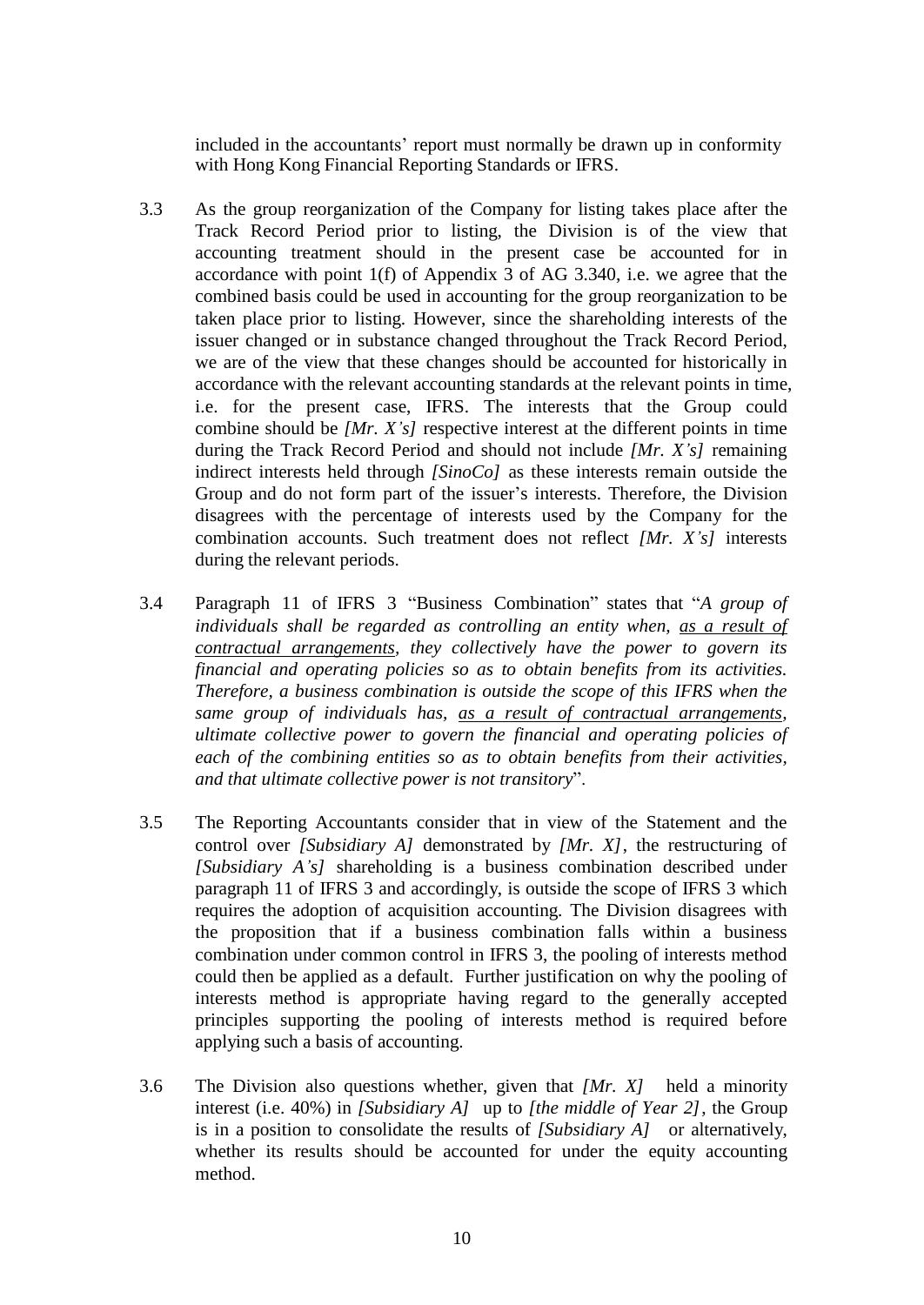included in the accountants' report must normally be drawn up in conformity with Hong Kong Financial Reporting Standards or IFRS.

3.3 As the group reorganization of the Company for listing takes place after the Track Record Period prior to listing, the Division is of the view that accounting treatment should in the present case be accounted for in accordance with point 1(f) of Appendix 3 of AG 3.340, i.e. we agree that the combined basis could be used in accounting for the group reorganization to be taken place prior to listing. However, since the shareholding interests of the issuer changed or in substance changed throughout the Track Record Period, we are of the view that these changes should be accounted for historically in accordance with the relevant accounting standards at the relevant points in time, i.e. for the present case, IFRS. The interests that the Group could combine should be *[Mr. X's]* respective interest at the different points in time during the Track Record Period and should not include *[Mr. X's]* remaining indirect interests held through *[SinoCo]* as these interests remain outside the Group and do not form part of the issuer's interests. Therefore, the Division disagrees with the percentage of interests used by the Company for the combination accounts. Such treatment does not reflect *[Mr. X's]* interests during the relevant periods.

3.4 Paragraph 11 of IFRS 3 "Business Combination" states that "*A group of individuals shall be regarded as controlling an entity when, <u>as a result of contractual arrangements</u>, they collectively have the power to govern its financial and operating policies so as to obtain benefits from its activities. Therefore, a business combination is outside the scope of this IFRS when the same group of individuals has, <u>as a result of contractual arrangements</u>, ultimate collective power to govern the financial and operating policies of each of the combining entities so as to obtain benefits from their activities, and that ultimate collective power is not transitory*".

3.5 The Reporting Accountants consider that in view of the Statement and the control over *[Subsidiary A]* demonstrated by *[Mr. X]*, the restructuring of *[Subsidiary A's]* shareholding is a business combination described under paragraph 11 of IFRS 3 and accordingly, is outside the scope of IFRS 3 which requires the adoption of acquisition accounting. The Division disagrees with the proposition that if a business combination falls within a business combination under common control in IFRS 3, the pooling of interests method could then be applied as a default. Further justification on why the pooling of interests method is appropriate having regard to the generally accepted principles supporting the pooling of interests method is required before applying such a basis of accounting.

3.6 The Division also questions whether, given that *[Mr. X]* held a minority interest (i.e. 40%) in *[Subsidiary A]* up to *[the middle of Year 2]*, the Group is in a position to consolidate the results of *[Subsidiary A]* or alternatively, whether its results should be accounted for under the equity accounting method.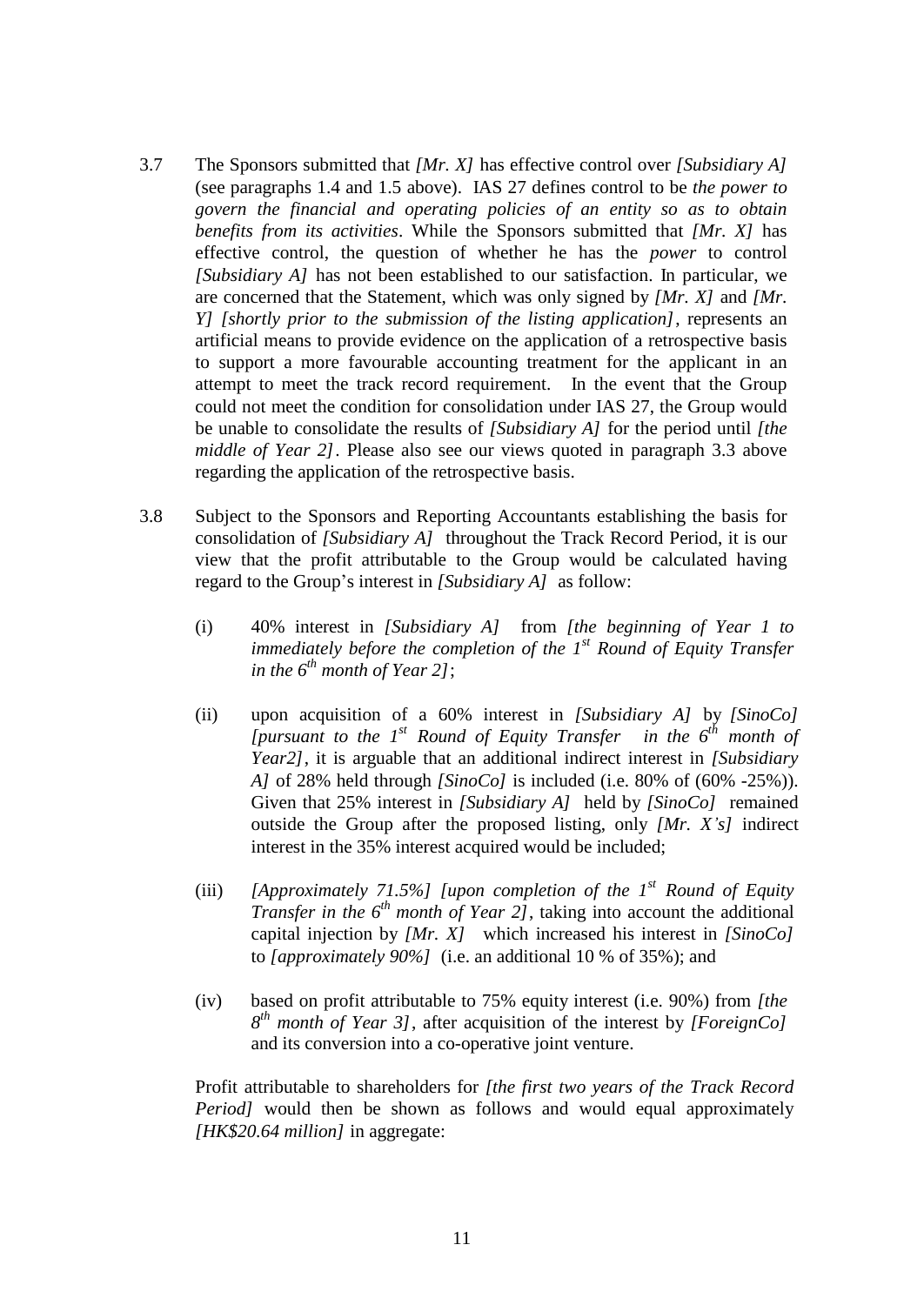3.7 The Sponsors submitted that *[Mr. X]* has effective control over *[Subsidiary A]* (see paragraphs 1.4 and 1.5 above). IAS 27 defines control to be *the power to govern the financial and operating policies of an entity so as to obtain benefits from its activities*. While the Sponsors submitted that *[Mr. X]* has effective control, the question of whether he has the *power* to control *[Subsidiary A]* has not been established to our satisfaction. In particular, we are concerned that the Statement, which was only signed by *[Mr. X]* and *[Mr. Y] [shortly prior to the submission of the listing application]*, represents an artificial means to provide evidence on the application of a retrospective basis to support a more favourable accounting treatment for the applicant in an attempt to meet the track record requirement. In the event that the Group could not meet the condition for consolidation under IAS 27, the Group would be unable to consolidate the results of *[Subsidiary A]* for the period until *[the middle of Year 2]*. Please also see our views quoted in paragraph 3.3 above regarding the application of the retrospective basis.

3.8 Subject to the Sponsors and Reporting Accountants establishing the basis for consolidation of *[Subsidiary A]* throughout the Track Record Period, it is our view that the profit attributable to the Group would be calculated having regard to the Group's interest in *[Subsidiary A]* as follow:

(i) 40% interest in *[Subsidiary A]* from *[the beginning of Year 1 to immediately before the completion of the 1st Round of Equity Transfer in the 6th month of Year 2]*;

(ii) upon acquisition of a 60% interest in *[Subsidiary A]* by *[SinoCo] [pursuant to the 1st Round of Equity Transfer in the 6th month of Year2]*, it is arguable that an additional indirect interest in *[Subsidiary A]* of 28% held through *[SinoCo]* is included (i.e. 80% of (60% -25%)). Given that 25% interest in *[Subsidiary A]* held by *[SinoCo]* remained outside the Group after the proposed listing, only *[Mr. X's]* indirect interest in the 35% interest acquired would be included;

(iii) *[Approximately 71.5%] [upon completion of the 1st Round of Equity Transfer in the 6th month of Year 2]*, taking into account the additional capital injection by *[Mr. X]* which increased his interest in *[SinoCo]* to *[approximately 90%]* (i.e. an additional 10 % of 35%); and

(iv) based on profit attributable to 75% equity interest (i.e. 90%) from *[the 8th month of Year 3]*, after acquisition of the interest by *[ForeignCo]* and its conversion into a co-operative joint venture.

Profit attributable to shareholders for *[the first two years of the Track Record Period]* would then be shown as follows and would equal approximately *[HK$20.64 million]* in aggregate: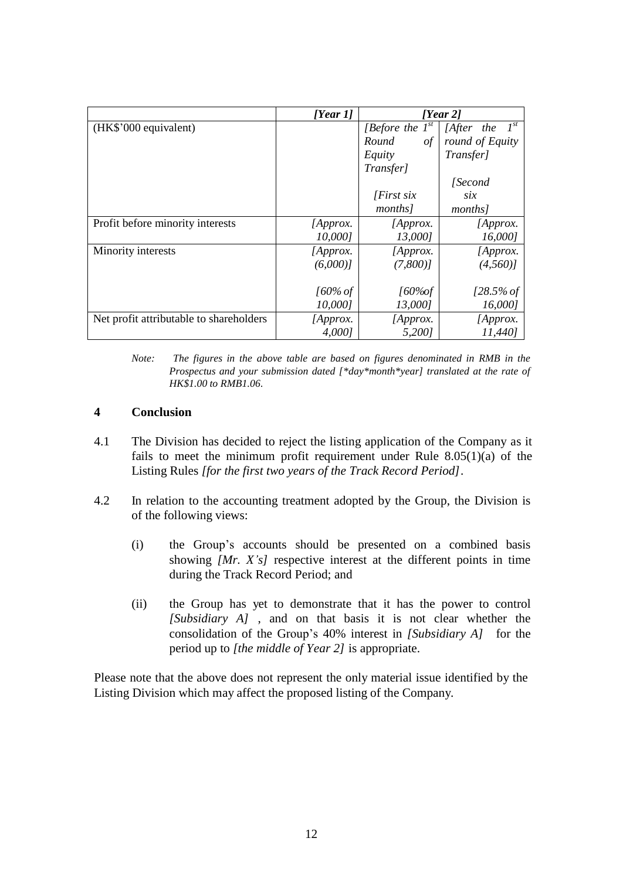| | *[Year 1]* | *[Year 2]* | |
|---|---|---|---|
| (HK$'000 equivalent) | | *[Before the $1^{st}$ Round of Equity Transfer]* *[First six months]* | *[After the $1^{st}$ round of Equity Transfer]* *[Second six months]* |
| Profit before minority interests | *[Approx. 10,000]* | *[Approx. 13,000]* | *[Approx. 16,000]* |
| Minority interests | *[Approx. (6,000)]* *[60% of 10,000]* | *[Approx. (7,800)]* *[60%of 13,000]* | *[Approx. (4,560)]* *[28.5% of 16,000]* |
| Net profit attributable to shareholders | *[Approx. 4,000]* | *[Approx. 5,200]* | *[Approx. 11,440]* |

*Note: The figures in the above table are based on figures denominated in RMB in the Prospectus and your submission dated [\*day\*month\*year] translated at the rate of HK$1.00 to RMB1.06.*

## 4 Conclusion

4.1 The Division has decided to reject the listing application of the Company as it fails to meet the minimum profit requirement under Rule 8.05(1)(a) of the Listing Rules *[for the first two years of the Track Record Period]*.

4.2 In relation to the accounting treatment adopted by the Group, the Division is of the following views:

(i) the Group's accounts should be presented on a combined basis showing *[Mr. X's]* respective interest at the different points in time during the Track Record Period; and

(ii) the Group has yet to demonstrate that it has the power to control *[Subsidiary A]* , and on that basis it is not clear whether the consolidation of the Group's 40% interest in *[Subsidiary A]* for the period up to *[the middle of Year 2]* is appropriate.

Please note that the above does not represent the only material issue identified by the Listing Division which may affect the proposed listing of the Company.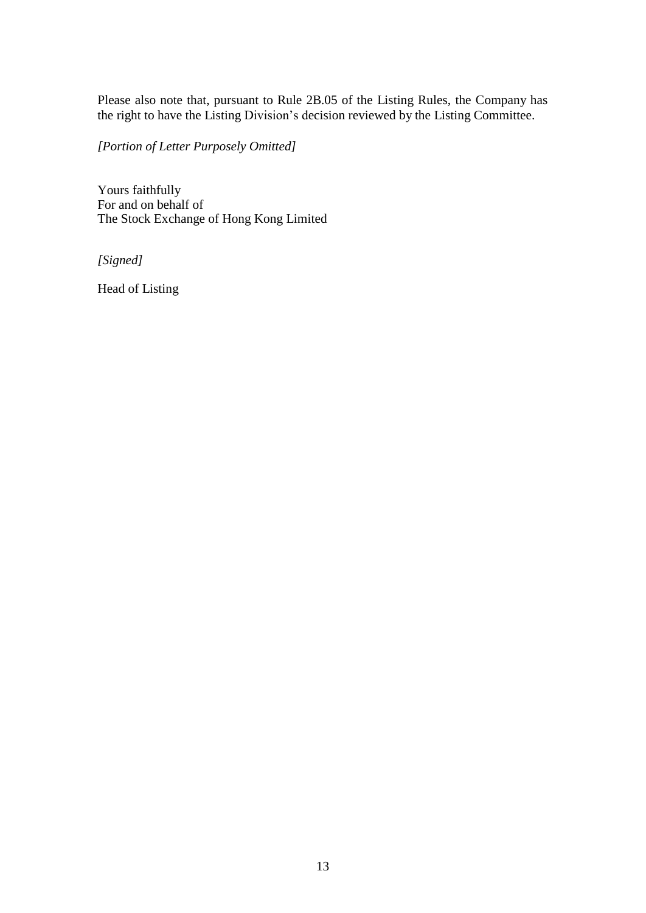Please also note that, pursuant to Rule 2B.05 of the Listing Rules, the Company has the right to have the Listing Division's decision reviewed by the Listing Committee.

*[Portion of Letter Purposely Omitted]*

Yours faithfully
For and on behalf of
The Stock Exchange of Hong Kong Limited

*[Signed]*

Head of Listing